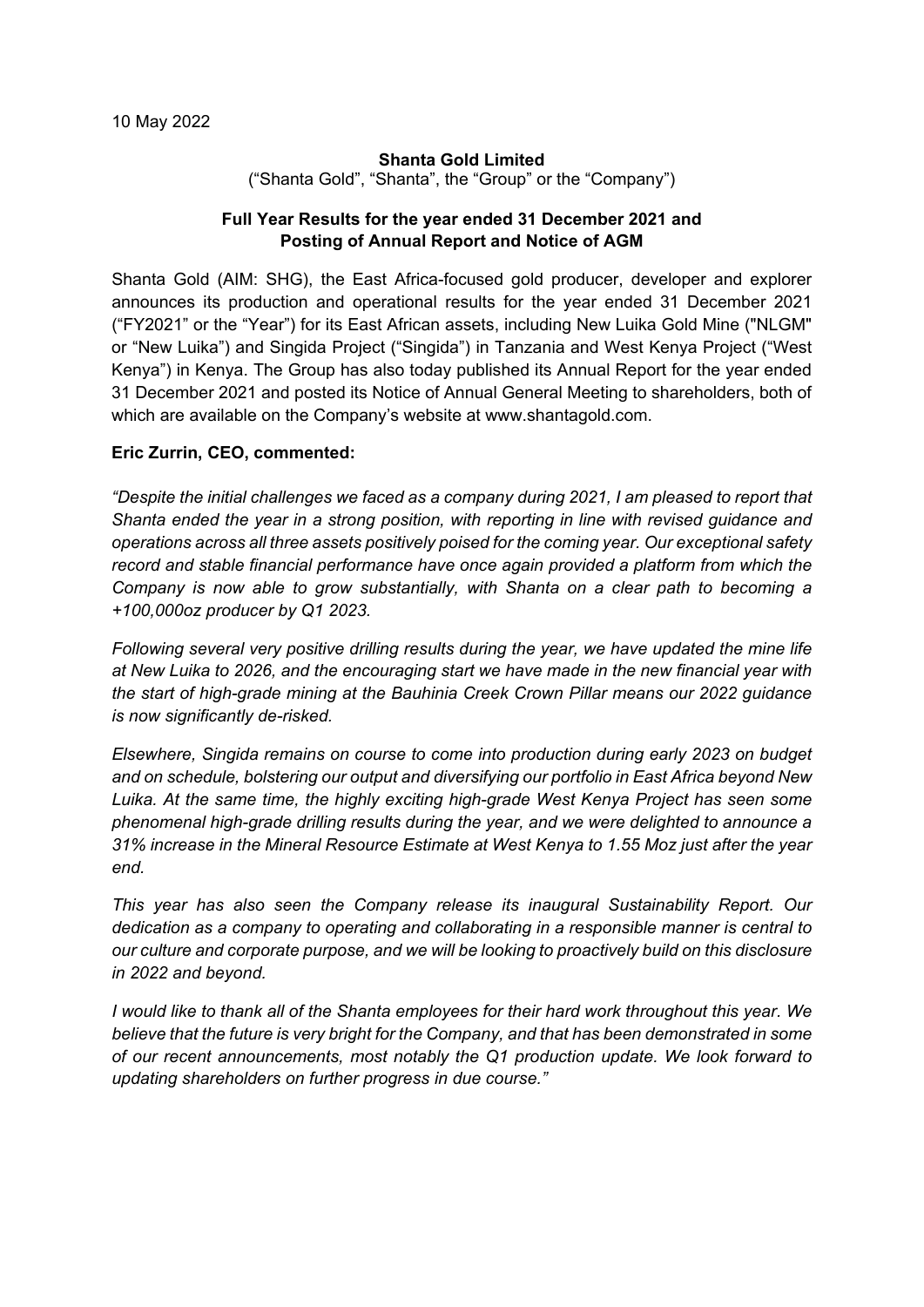10 May 2022

**Shanta Gold Limited**

("Shanta Gold", "Shanta", the "Group" or the "Company")

**Full Year Results for the year ended 31 December 2021 and Posting of Annual Report and Notice of AGM**

Shanta Gold (AIM: SHG), the East Africa-focused gold producer, developer and explorer announces its production and operational results for the year ended 31 December 2021 ("FY2021" or the "Year") for its East African assets, including New Luika Gold Mine ("NLGM" or "New Luika") and Singida Project ("Singida") in Tanzania and West Kenya Project ("West Kenya") in Kenya. The Group has also today published its Annual Report for the year ended 31 December 2021 and posted its Notice of Annual General Meeting to shareholders, both of which are available on the Company's website at www.shantagold.com.

**Eric Zurrin, CEO, commented:**

*"Despite the initial challenges we faced as a company during 2021, I am pleased to report that Shanta ended the year in a strong position, with reporting in line with revised guidance and operations across all three assets positively poised for the coming year. Our exceptional safety record and stable financial performance have once again provided a platform from which the Company is now able to grow substantially, with Shanta on a clear path to becoming a +100,000oz producer by Q1 2023.*

*Following several very positive drilling results during the year, we have updated the mine life at New Luika to 2026, and the encouraging start we have made in the new financial year with the start of high-grade mining at the Bauhinia Creek Crown Pillar means our 2022 guidance is now significantly de-risked.*

*Elsewhere, Singida remains on course to come into production during early 2023 on budget and on schedule, bolstering our output and diversifying our portfolio in East Africa beyond New Luika. At the same time, the highly exciting high-grade West Kenya Project has seen some phenomenal high-grade drilling results during the year, and we were delighted to announce a 31% increase in the Mineral Resource Estimate at West Kenya to 1.55 Moz just after the year end.*

*This year has also seen the Company release its inaugural Sustainability Report. Our dedication as a company to operating and collaborating in a responsible manner is central to our culture and corporate purpose, and we will be looking to proactively build on this disclosure in 2022 and beyond.*

*I would like to thank all of the Shanta employees for their hard work throughout this year. We believe that the future is very bright for the Company, and that has been demonstrated in some of our recent announcements, most notably the Q1 production update. We look forward to updating shareholders on further progress in due course."*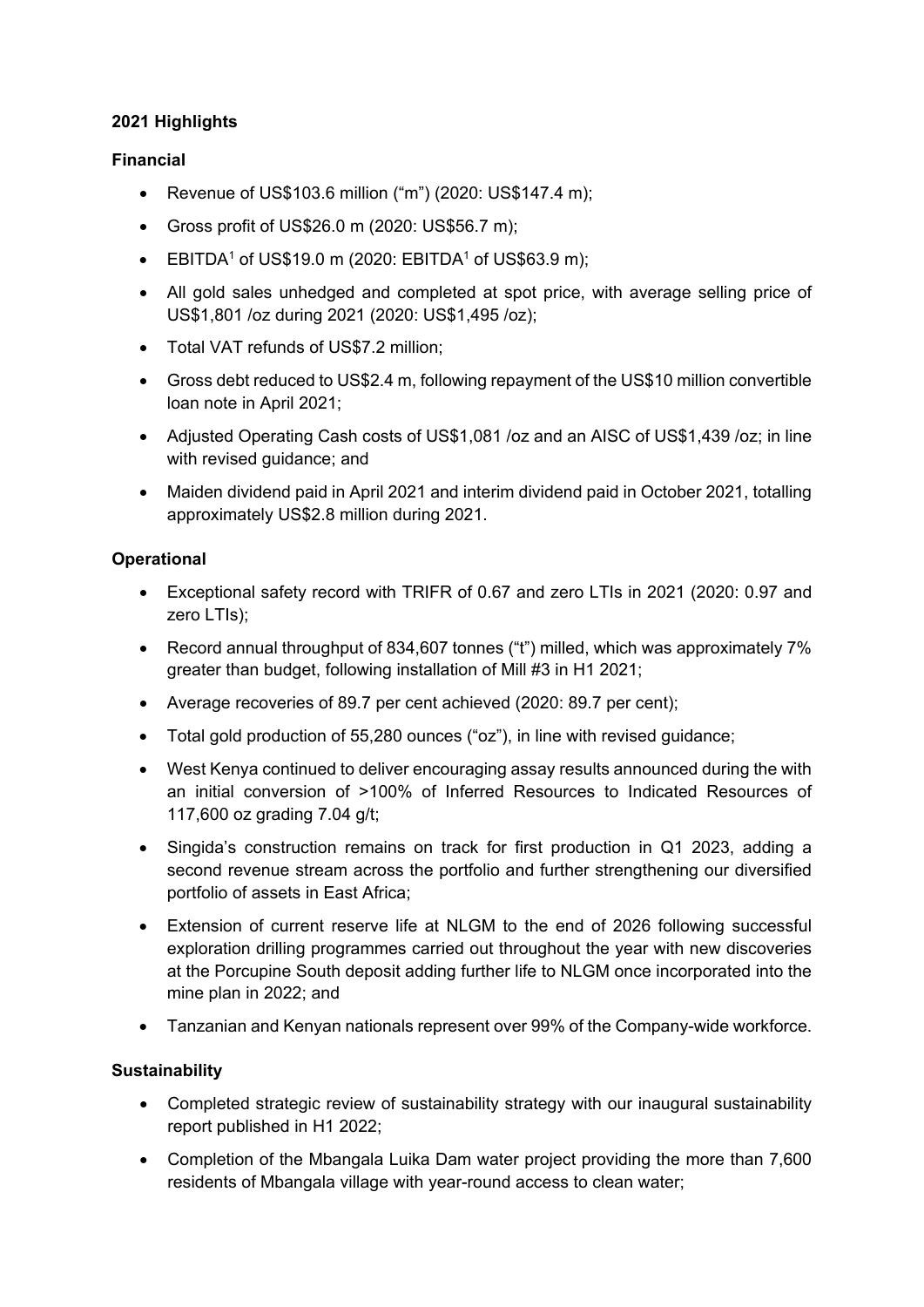**2021 Highlights**

**Financial**

- Revenue of US$103.6 million ("m") (2020: US$147.4 m);
- Gross profit of US$26.0 m (2020: US$56.7 m);
- EBITDA[1] of US$19.0 m (2020: EBITDA[1] of US$63.9 m);
- All gold sales unhedged and completed at spot price, with average selling price of US$1,801 /oz during 2021 (2020: US$1,495 /oz);
- Total VAT refunds of US$7.2 million;
- Gross debt reduced to US$2.4 m, following repayment of the US$10 million convertible loan note in April 2021;
- Adjusted Operating Cash costs of US$1,081 /oz and an AISC of US$1,439 /oz; in line with revised guidance; and
- Maiden dividend paid in April 2021 and interim dividend paid in October 2021, totalling approximately US$2.8 million during 2021.

**Operational**

- Exceptional safety record with TRIFR of 0.67 and zero LTIs in 2021 (2020: 0.97 and zero LTIs);
- Record annual throughput of 834,607 tonnes ("t") milled, which was approximately 7% greater than budget, following installation of Mill #3 in H1 2021;
- Average recoveries of 89.7 per cent achieved (2020: 89.7 per cent);
- Total gold production of 55,280 ounces ("oz"), in line with revised guidance;
- West Kenya continued to deliver encouraging assay results announced during the with an initial conversion of >100% of Inferred Resources to Indicated Resources of 117,600 oz grading 7.04 g/t;
- Singida's construction remains on track for first production in Q1 2023, adding a second revenue stream across the portfolio and further strengthening our diversified portfolio of assets in East Africa;
- Extension of current reserve life at NLGM to the end of 2026 following successful exploration drilling programmes carried out throughout the year with new discoveries at the Porcupine South deposit adding further life to NLGM once incorporated into the mine plan in 2022; and
- Tanzanian and Kenyan nationals represent over 99% of the Company-wide workforce.

**Sustainability**

- Completed strategic review of sustainability strategy with our inaugural sustainability report published in H1 2022;
- Completion of the Mbangala Luika Dam water project providing the more than 7,600 residents of Mbangala village with year-round access to clean water;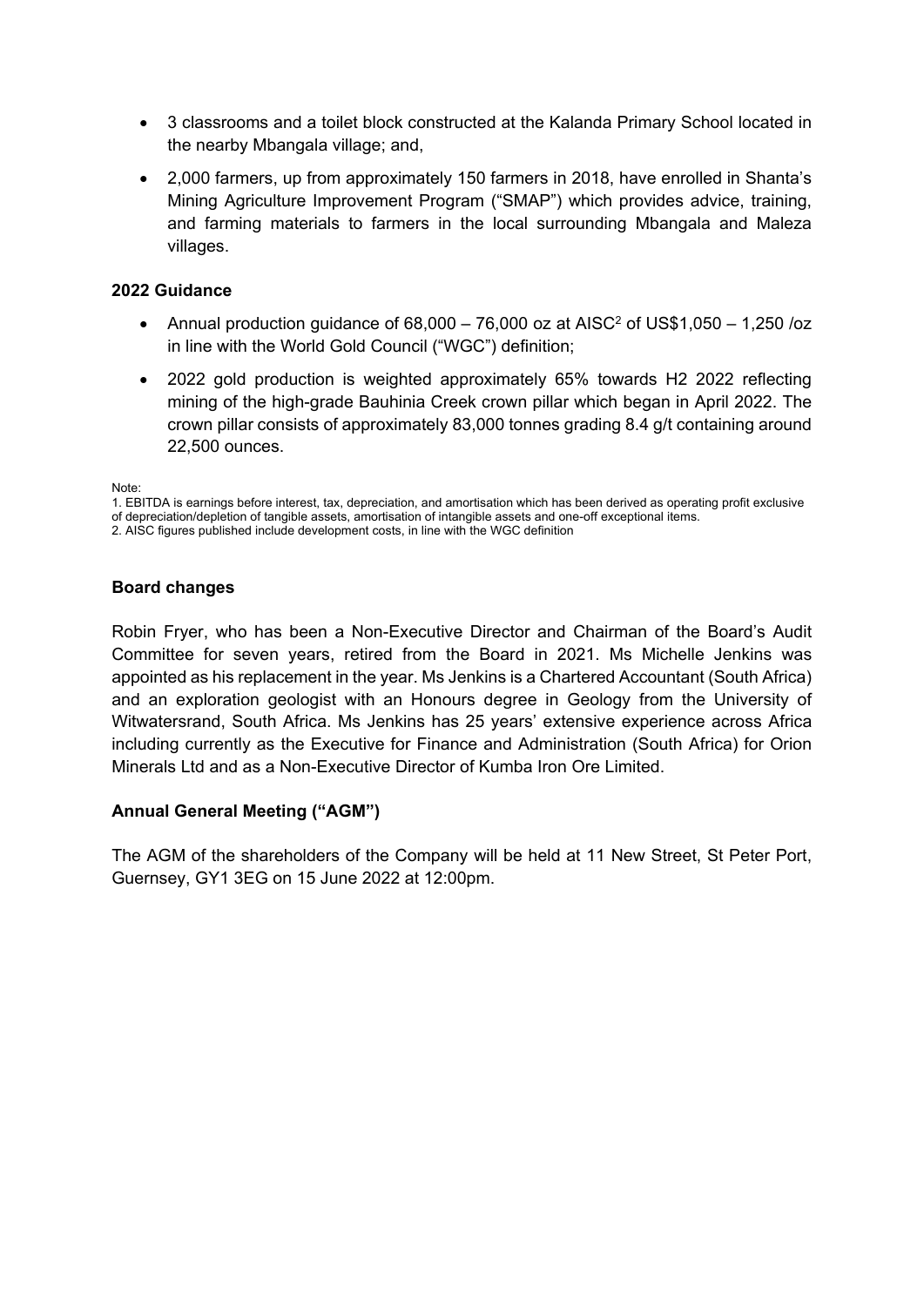- 3 classrooms and a toilet block constructed at the Kalanda Primary School located in the nearby Mbangala village; and,
- 2,000 farmers, up from approximately 150 farmers in 2018, have enrolled in Shanta's Mining Agriculture Improvement Program ("SMAP") which provides advice, training, and farming materials to farmers in the local surrounding Mbangala and Maleza villages.

**2022 Guidance**

- Annual production guidance of 68,000 – 76,000 oz at AISC[2] of US$1,050 – 1,250 /oz in line with the World Gold Council ("WGC") definition;
- 2022 gold production is weighted approximately 65% towards H2 2022 reflecting mining of the high-grade Bauhinia Creek crown pillar which began in April 2022. The crown pillar consists of approximately 83,000 tonnes grading 8.4 g/t containing around 22,500 ounces.

Note:
1. EBITDA is earnings before interest, tax, depreciation, and amortisation which has been derived as operating profit exclusive of depreciation/depletion of tangible assets, amortisation of intangible assets and one-off exceptional items.
2. AISC figures published include development costs, in line with the WGC definition

**Board changes**

Robin Fryer, who has been a Non-Executive Director and Chairman of the Board's Audit Committee for seven years, retired from the Board in 2021. Ms Michelle Jenkins was appointed as his replacement in the year. Ms Jenkins is a Chartered Accountant (South Africa) and an exploration geologist with an Honours degree in Geology from the University of Witwatersrand, South Africa. Ms Jenkins has 25 years' extensive experience across Africa including currently as the Executive for Finance and Administration (South Africa) for Orion Minerals Ltd and as a Non-Executive Director of Kumba Iron Ore Limited.

**Annual General Meeting ("AGM")**

The AGM of the shareholders of the Company will be held at 11 New Street, St Peter Port, Guernsey, GY1 3EG on 15 June 2022 at 12:00pm.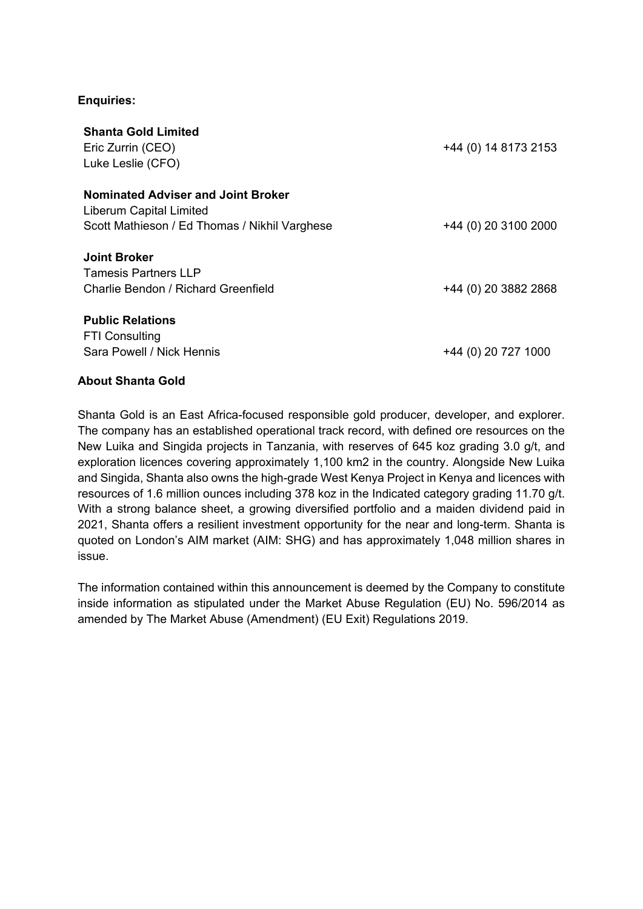**Enquiries:**

| | |
|---|---|
| **Shanta Gold Limited** | |
| Eric Zurrin (CEO) | +44 (0) 14 8173 2153 |
| Luke Leslie (CFO) | |
| | |
| **Nominated Adviser and Joint Broker** | |
| Liberum Capital Limited | |
| Scott Mathieson / Ed Thomas / Nikhil Varghese | +44 (0) 20 3100 2000 |
| | |
| **Joint Broker** | |
| Tamesis Partners LLP | |
| Charlie Bendon / Richard Greenfield | +44 (0) 20 3882 2868 |
| | |
| **Public Relations** | |
| FTI Consulting | |
| Sara Powell / Nick Hennis | +44 (0) 20 727 1000 |

**About Shanta Gold**

Shanta Gold is an East Africa-focused responsible gold producer, developer, and explorer. The company has an established operational track record, with defined ore resources on the New Luika and Singida projects in Tanzania, with reserves of 645 koz grading 3.0 g/t, and exploration licences covering approximately 1,100 km2 in the country. Alongside New Luika and Singida, Shanta also owns the high-grade West Kenya Project in Kenya and licences with resources of 1.6 million ounces including 378 koz in the Indicated category grading 11.70 g/t. With a strong balance sheet, a growing diversified portfolio and a maiden dividend paid in 2021, Shanta offers a resilient investment opportunity for the near and long-term. Shanta is quoted on London's AIM market (AIM: SHG) and has approximately 1,048 million shares in issue.

The information contained within this announcement is deemed by the Company to constitute inside information as stipulated under the Market Abuse Regulation (EU) No. 596/2014 as amended by The Market Abuse (Amendment) (EU Exit) Regulations 2019.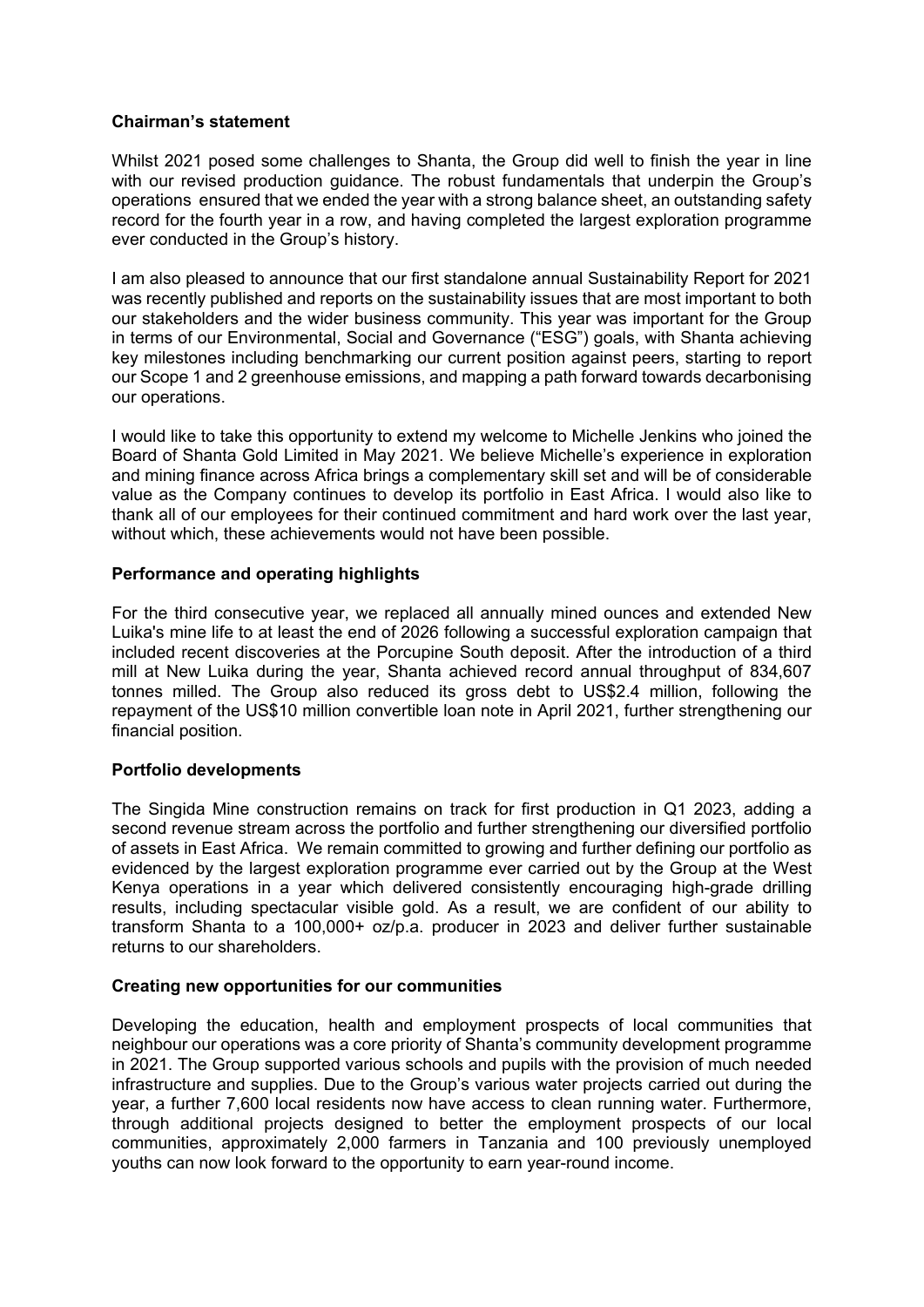**Chairman's statement**

Whilst 2021 posed some challenges to Shanta, the Group did well to finish the year in line with our revised production guidance. The robust fundamentals that underpin the Group's operations ensured that we ended the year with a strong balance sheet, an outstanding safety record for the fourth year in a row, and having completed the largest exploration programme ever conducted in the Group's history.

I am also pleased to announce that our first standalone annual Sustainability Report for 2021 was recently published and reports on the sustainability issues that are most important to both our stakeholders and the wider business community. This year was important for the Group in terms of our Environmental, Social and Governance ("ESG") goals, with Shanta achieving key milestones including benchmarking our current position against peers, starting to report our Scope 1 and 2 greenhouse emissions, and mapping a path forward towards decarbonising our operations.

I would like to take this opportunity to extend my welcome to Michelle Jenkins who joined the Board of Shanta Gold Limited in May 2021. We believe Michelle's experience in exploration and mining finance across Africa brings a complementary skill set and will be of considerable value as the Company continues to develop its portfolio in East Africa. I would also like to thank all of our employees for their continued commitment and hard work over the last year, without which, these achievements would not have been possible.

**Performance and operating highlights**

For the third consecutive year, we replaced all annually mined ounces and extended New Luika's mine life to at least the end of 2026 following a successful exploration campaign that included recent discoveries at the Porcupine South deposit. After the introduction of a third mill at New Luika during the year, Shanta achieved record annual throughput of 834,607 tonnes milled. The Group also reduced its gross debt to US$2.4 million, following the repayment of the US$10 million convertible loan note in April 2021, further strengthening our financial position.

**Portfolio developments**

The Singida Mine construction remains on track for first production in Q1 2023, adding a second revenue stream across the portfolio and further strengthening our diversified portfolio of assets in East Africa. We remain committed to growing and further defining our portfolio as evidenced by the largest exploration programme ever carried out by the Group at the West Kenya operations in a year which delivered consistently encouraging high-grade drilling results, including spectacular visible gold. As a result, we are confident of our ability to transform Shanta to a 100,000+ oz/p.a. producer in 2023 and deliver further sustainable returns to our shareholders.

**Creating new opportunities for our communities**

Developing the education, health and employment prospects of local communities that neighbour our operations was a core priority of Shanta's community development programme in 2021. The Group supported various schools and pupils with the provision of much needed infrastructure and supplies. Due to the Group's various water projects carried out during the year, a further 7,600 local residents now have access to clean running water. Furthermore, through additional projects designed to better the employment prospects of our local communities, approximately 2,000 farmers in Tanzania and 100 previously unemployed youths can now look forward to the opportunity to earn year-round income.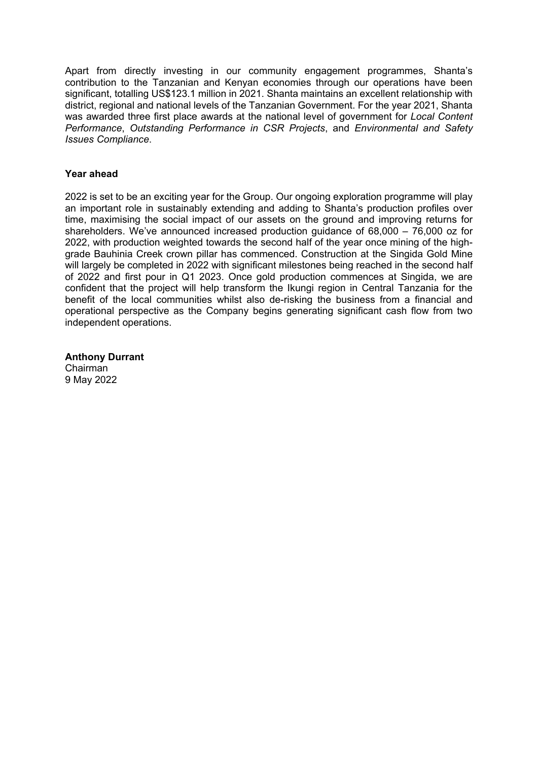Apart from directly investing in our community engagement programmes, Shanta's contribution to the Tanzanian and Kenyan economies through our operations have been significant, totalling US$123.1 million in 2021. Shanta maintains an excellent relationship with district, regional and national levels of the Tanzanian Government. For the year 2021, Shanta was awarded three first place awards at the national level of government for *Local Content Performance*, *Outstanding Performance in CSR Projects*, and *Environmental and Safety Issues Compliance*.

**Year ahead**

2022 is set to be an exciting year for the Group. Our ongoing exploration programme will play an important role in sustainably extending and adding to Shanta's production profiles over time, maximising the social impact of our assets on the ground and improving returns for shareholders. We've announced increased production guidance of 68,000 – 76,000 oz for 2022, with production weighted towards the second half of the year once mining of the high-grade Bauhinia Creek crown pillar has commenced. Construction at the Singida Gold Mine will largely be completed in 2022 with significant milestones being reached in the second half of 2022 and first pour in Q1 2023. Once gold production commences at Singida, we are confident that the project will help transform the Ikungi region in Central Tanzania for the benefit of the local communities whilst also de-risking the business from a financial and operational perspective as the Company begins generating significant cash flow from two independent operations.

**Anthony Durrant**
Chairman
9 May 2022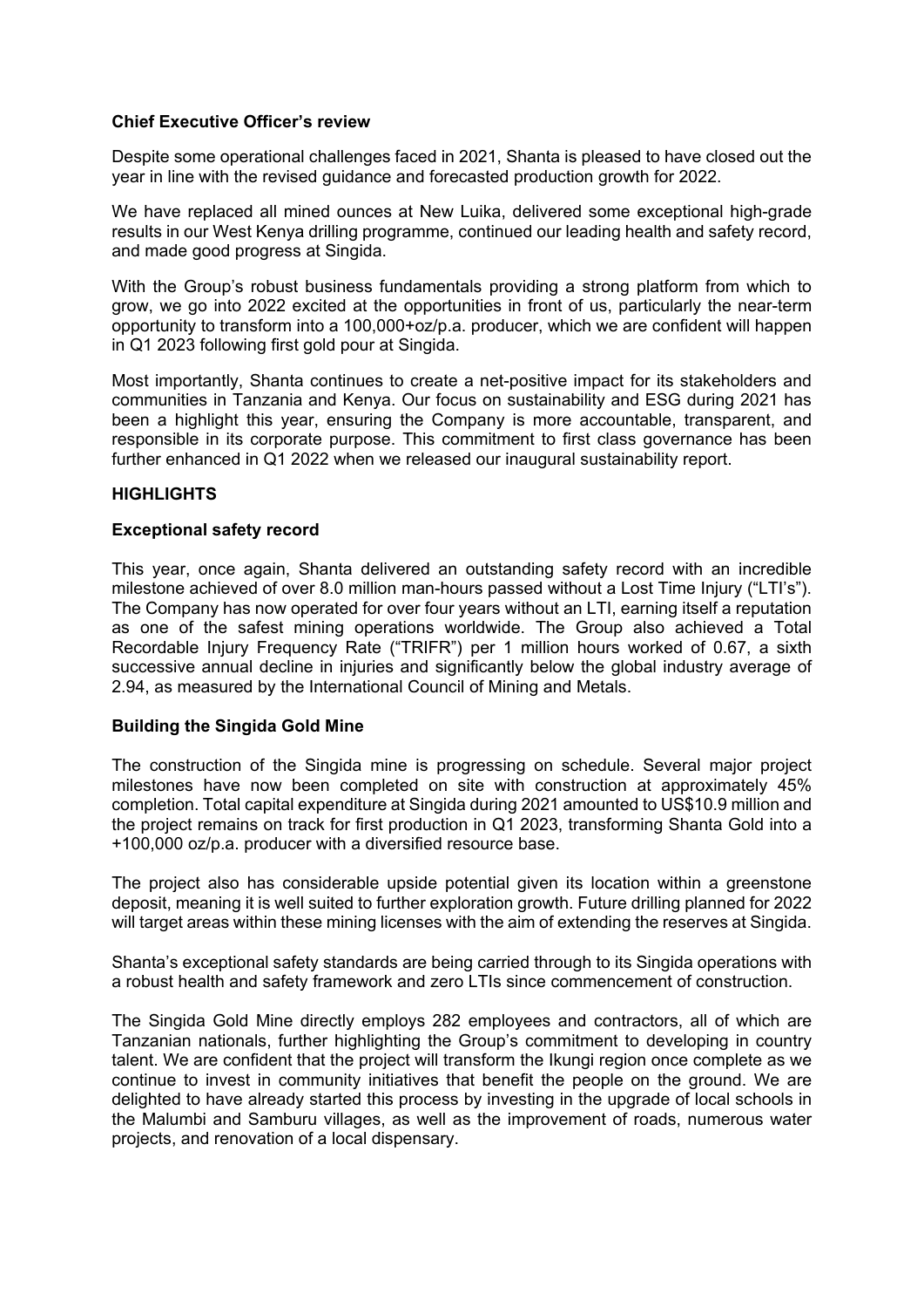**Chief Executive Officer's review**

Despite some operational challenges faced in 2021, Shanta is pleased to have closed out the year in line with the revised guidance and forecasted production growth for 2022.

We have replaced all mined ounces at New Luika, delivered some exceptional high-grade results in our West Kenya drilling programme, continued our leading health and safety record, and made good progress at Singida.

With the Group's robust business fundamentals providing a strong platform from which to grow, we go into 2022 excited at the opportunities in front of us, particularly the near-term opportunity to transform into a 100,000+oz/p.a. producer, which we are confident will happen in Q1 2023 following first gold pour at Singida.

Most importantly, Shanta continues to create a net-positive impact for its stakeholders and communities in Tanzania and Kenya. Our focus on sustainability and ESG during 2021 has been a highlight this year, ensuring the Company is more accountable, transparent, and responsible in its corporate purpose. This commitment to first class governance has been further enhanced in Q1 2022 when we released our inaugural sustainability report.

**HIGHLIGHTS**

**Exceptional safety record**

This year, once again, Shanta delivered an outstanding safety record with an incredible milestone achieved of over 8.0 million man-hours passed without a Lost Time Injury ("LTI's"). The Company has now operated for over four years without an LTI, earning itself a reputation as one of the safest mining operations worldwide. The Group also achieved a Total Recordable Injury Frequency Rate ("TRIFR") per 1 million hours worked of 0.67, a sixth successive annual decline in injuries and significantly below the global industry average of 2.94, as measured by the International Council of Mining and Metals.

**Building the Singida Gold Mine**

The construction of the Singida mine is progressing on schedule. Several major project milestones have now been completed on site with construction at approximately 45% completion. Total capital expenditure at Singida during 2021 amounted to US$10.9 million and the project remains on track for first production in Q1 2023, transforming Shanta Gold into a +100,000 oz/p.a. producer with a diversified resource base.

The project also has considerable upside potential given its location within a greenstone deposit, meaning it is well suited to further exploration growth. Future drilling planned for 2022 will target areas within these mining licenses with the aim of extending the reserves at Singida.

Shanta's exceptional safety standards are being carried through to its Singida operations with a robust health and safety framework and zero LTIs since commencement of construction.

The Singida Gold Mine directly employs 282 employees and contractors, all of which are Tanzanian nationals, further highlighting the Group's commitment to developing in country talent. We are confident that the project will transform the Ikungi region once complete as we continue to invest in community initiatives that benefit the people on the ground. We are delighted to have already started this process by investing in the upgrade of local schools in the Malumbi and Samburu villages, as well as the improvement of roads, numerous water projects, and renovation of a local dispensary.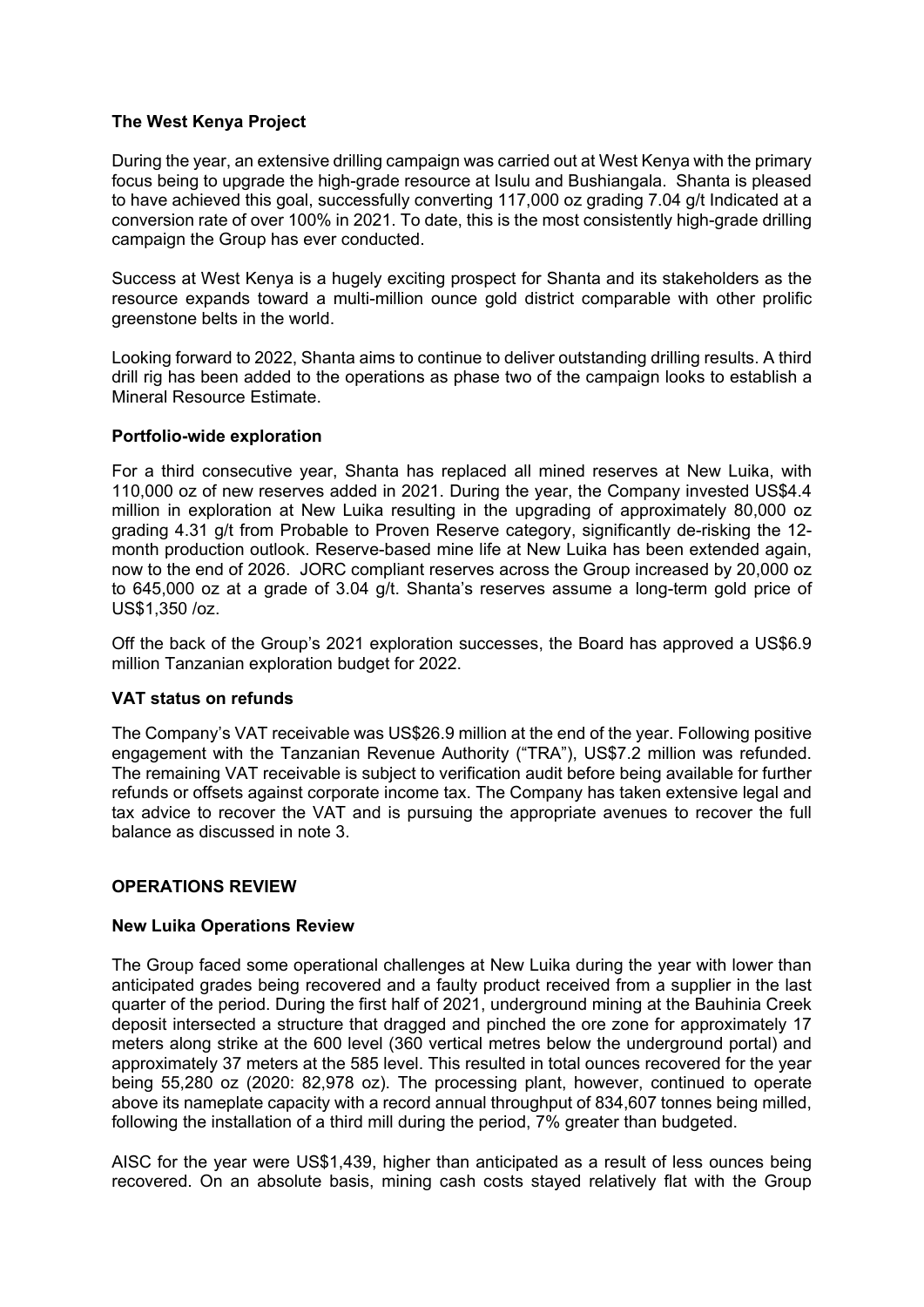**The West Kenya Project**

During the year, an extensive drilling campaign was carried out at West Kenya with the primary focus being to upgrade the high-grade resource at Isulu and Bushiangala. Shanta is pleased to have achieved this goal, successfully converting 117,000 oz grading 7.04 g/t Indicated at a conversion rate of over 100% in 2021. To date, this is the most consistently high-grade drilling campaign the Group has ever conducted.

Success at West Kenya is a hugely exciting prospect for Shanta and its stakeholders as the resource expands toward a multi-million ounce gold district comparable with other prolific greenstone belts in the world.

Looking forward to 2022, Shanta aims to continue to deliver outstanding drilling results. A third drill rig has been added to the operations as phase two of the campaign looks to establish a Mineral Resource Estimate.

**Portfolio-wide exploration**

For a third consecutive year, Shanta has replaced all mined reserves at New Luika, with 110,000 oz of new reserves added in 2021. During the year, the Company invested US$4.4 million in exploration at New Luika resulting in the upgrading of approximately 80,000 oz grading 4.31 g/t from Probable to Proven Reserve category, significantly de-risking the 12-month production outlook. Reserve-based mine life at New Luika has been extended again, now to the end of 2026. JORC compliant reserves across the Group increased by 20,000 oz to 645,000 oz at a grade of 3.04 g/t. Shanta's reserves assume a long-term gold price of US$1,350 /oz.

Off the back of the Group's 2021 exploration successes, the Board has approved a US$6.9 million Tanzanian exploration budget for 2022.

**VAT status on refunds**

The Company's VAT receivable was US$26.9 million at the end of the year. Following positive engagement with the Tanzanian Revenue Authority ("TRA"), US$7.2 million was refunded. The remaining VAT receivable is subject to verification audit before being available for further refunds or offsets against corporate income tax. The Company has taken extensive legal and tax advice to recover the VAT and is pursuing the appropriate avenues to recover the full balance as discussed in note 3.

## OPERATIONS REVIEW

**New Luika Operations Review**

The Group faced some operational challenges at New Luika during the year with lower than anticipated grades being recovered and a faulty product received from a supplier in the last quarter of the period. During the first half of 2021, underground mining at the Bauhinia Creek deposit intersected a structure that dragged and pinched the ore zone for approximately 17 meters along strike at the 600 level (360 vertical metres below the underground portal) and approximately 37 meters at the 585 level. This resulted in total ounces recovered for the year being 55,280 oz (2020: 82,978 oz). The processing plant, however, continued to operate above its nameplate capacity with a record annual throughput of 834,607 tonnes being milled, following the installation of a third mill during the period, 7% greater than budgeted.

AISC for the year were US$1,439, higher than anticipated as a result of less ounces being recovered. On an absolute basis, mining cash costs stayed relatively flat with the Group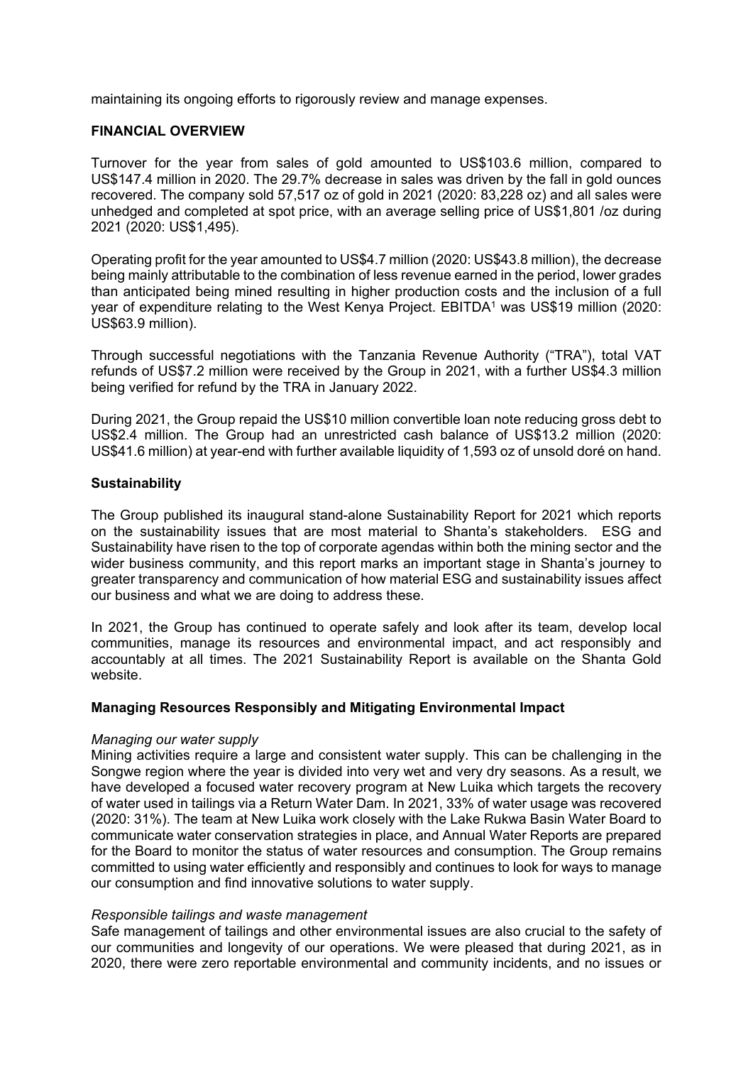maintaining its ongoing efforts to rigorously review and manage expenses.

## FINANCIAL OVERVIEW

Turnover for the year from sales of gold amounted to US$103.6 million, compared to US$147.4 million in 2020. The 29.7% decrease in sales was driven by the fall in gold ounces recovered. The company sold 57,517 oz of gold in 2021 (2020: 83,228 oz) and all sales were unhedged and completed at spot price, with an average selling price of US$1,801 /oz during 2021 (2020: US$1,495).

Operating profit for the year amounted to US$4.7 million (2020: US$43.8 million), the decrease being mainly attributable to the combination of less revenue earned in the period, lower grades than anticipated being mined resulting in higher production costs and the inclusion of a full year of expenditure relating to the West Kenya Project. EBITDA[1] was US$19 million (2020: US$63.9 million).

Through successful negotiations with the Tanzania Revenue Authority ("TRA"), total VAT refunds of US$7.2 million were received by the Group in 2021, with a further US$4.3 million being verified for refund by the TRA in January 2022.

During 2021, the Group repaid the US$10 million convertible loan note reducing gross debt to US$2.4 million. The Group had an unrestricted cash balance of US$13.2 million (2020: US$41.6 million) at year-end with further available liquidity of 1,593 oz of unsold doré on hand.

### Sustainability

The Group published its inaugural stand-alone Sustainability Report for 2021 which reports on the sustainability issues that are most material to Shanta's stakeholders. ESG and Sustainability have risen to the top of corporate agendas within both the mining sector and the wider business community, and this report marks an important stage in Shanta's journey to greater transparency and communication of how material ESG and sustainability issues affect our business and what we are doing to address these.

In 2021, the Group has continued to operate safely and look after its team, develop local communities, manage its resources and environmental impact, and act responsibly and accountably at all times. The 2021 Sustainability Report is available on the Shanta Gold website.

### Managing Resources Responsibly and Mitigating Environmental Impact

*Managing our water supply*
Mining activities require a large and consistent water supply. This can be challenging in the Songwe region where the year is divided into very wet and very dry seasons. As a result, we have developed a focused water recovery program at New Luika which targets the recovery of water used in tailings via a Return Water Dam. In 2021, 33% of water usage was recovered (2020: 31%). The team at New Luika work closely with the Lake Rukwa Basin Water Board to communicate water conservation strategies in place, and Annual Water Reports are prepared for the Board to monitor the status of water resources and consumption. The Group remains committed to using water efficiently and responsibly and continues to look for ways to manage our consumption and find innovative solutions to water supply.

*Responsible tailings and waste management*
Safe management of tailings and other environmental issues are also crucial to the safety of our communities and longevity of our operations. We were pleased that during 2021, as in 2020, there were zero reportable environmental and community incidents, and no issues or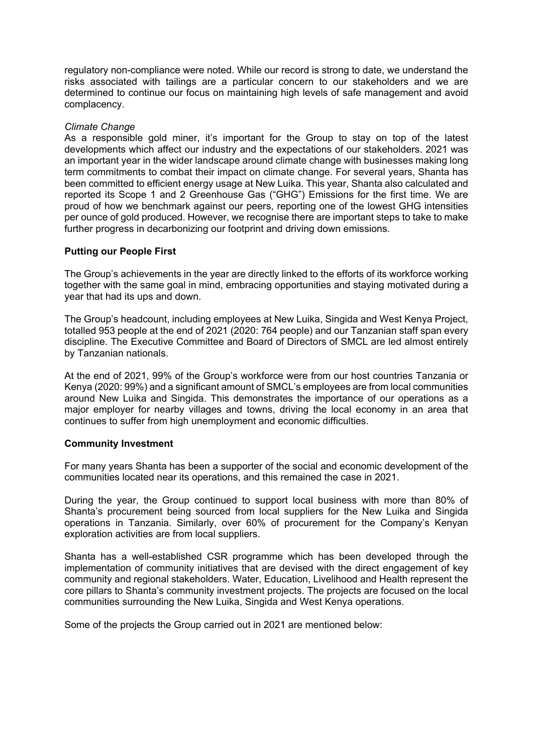regulatory non-compliance were noted. While our record is strong to date, we understand the risks associated with tailings are a particular concern to our stakeholders and we are determined to continue our focus on maintaining high levels of safe management and avoid complacency.

*Climate Change*

As a responsible gold miner, it's important for the Group to stay on top of the latest developments which affect our industry and the expectations of our stakeholders. 2021 was an important year in the wider landscape around climate change with businesses making long term commitments to combat their impact on climate change. For several years, Shanta has been committed to efficient energy usage at New Luika. This year, Shanta also calculated and reported its Scope 1 and 2 Greenhouse Gas ("GHG") Emissions for the first time. We are proud of how we benchmark against our peers, reporting one of the lowest GHG intensities per ounce of gold produced. However, we recognise there are important steps to take to make further progress in decarbonizing our footprint and driving down emissions.

**Putting our People First**

The Group's achievements in the year are directly linked to the efforts of its workforce working together with the same goal in mind, embracing opportunities and staying motivated during a year that had its ups and down.

The Group's headcount, including employees at New Luika, Singida and West Kenya Project, totalled 953 people at the end of 2021 (2020: 764 people) and our Tanzanian staff span every discipline. The Executive Committee and Board of Directors of SMCL are led almost entirely by Tanzanian nationals.

At the end of 2021, 99% of the Group's workforce were from our host countries Tanzania or Kenya (2020: 99%) and a significant amount of SMCL's employees are from local communities around New Luika and Singida. This demonstrates the importance of our operations as a major employer for nearby villages and towns, driving the local economy in an area that continues to suffer from high unemployment and economic difficulties.

**Community Investment**

For many years Shanta has been a supporter of the social and economic development of the communities located near its operations, and this remained the case in 2021.

During the year, the Group continued to support local business with more than 80% of Shanta's procurement being sourced from local suppliers for the New Luika and Singida operations in Tanzania. Similarly, over 60% of procurement for the Company's Kenyan exploration activities are from local suppliers.

Shanta has a well-established CSR programme which has been developed through the implementation of community initiatives that are devised with the direct engagement of key community and regional stakeholders. Water, Education, Livelihood and Health represent the core pillars to Shanta's community investment projects. The projects are focused on the local communities surrounding the New Luika, Singida and West Kenya operations.

Some of the projects the Group carried out in 2021 are mentioned below: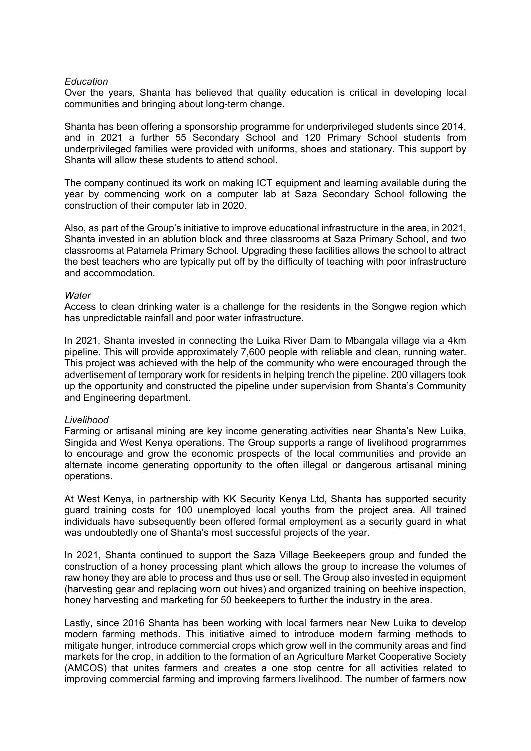*Education*

Over the years, Shanta has believed that quality education is critical in developing local communities and bringing about long-term change.

Shanta has been offering a sponsorship programme for underprivileged students since 2014, and in 2021 a further 55 Secondary School and 120 Primary School students from underprivileged families were provided with uniforms, shoes and stationary. This support by Shanta will allow these students to attend school.

The company continued its work on making ICT equipment and learning available during the year by commencing work on a computer lab at Saza Secondary School following the construction of their computer lab in 2020.

Also, as part of the Group's initiative to improve educational infrastructure in the area, in 2021, Shanta invested in an ablution block and three classrooms at Saza Primary School, and two classrooms at Patamela Primary School. Upgrading these facilities allows the school to attract the best teachers who are typically put off by the difficulty of teaching with poor infrastructure and accommodation.

*Water*

Access to clean drinking water is a challenge for the residents in the Songwe region which has unpredictable rainfall and poor water infrastructure.

In 2021, Shanta invested in connecting the Luika River Dam to Mbangala village via a 4km pipeline. This will provide approximately 7,600 people with reliable and clean, running water. This project was achieved with the help of the community who were encouraged through the advertisement of temporary work for residents in helping trench the pipeline. 200 villagers took up the opportunity and constructed the pipeline under supervision from Shanta's Community and Engineering department.

*Livelihood*

Farming or artisanal mining are key income generating activities near Shanta's New Luika, Singida and West Kenya operations. The Group supports a range of livelihood programmes to encourage and grow the economic prospects of the local communities and provide an alternate income generating opportunity to the often illegal or dangerous artisanal mining operations.

At West Kenya, in partnership with KK Security Kenya Ltd, Shanta has supported security guard training costs for 100 unemployed local youths from the project area. All trained individuals have subsequently been offered formal employment as a security guard in what was undoubtedly one of Shanta's most successful projects of the year.

In 2021, Shanta continued to support the Saza Village Beekeepers group and funded the construction of a honey processing plant which allows the group to increase the volumes of raw honey they are able to process and thus use or sell. The Group also invested in equipment (harvesting gear and replacing worn out hives) and organized training on beehive inspection, honey harvesting and marketing for 50 beekeepers to further the industry in the area.

Lastly, since 2016 Shanta has been working with local farmers near New Luika to develop modern farming methods. This initiative aimed to introduce modern farming methods to mitigate hunger, introduce commercial crops which grow well in the community areas and find markets for the crop, in addition to the formation of an Agriculture Market Cooperative Society (AMCOS) that unites farmers and creates a one stop centre for all activities related to improving commercial farming and improving farmers livelihood. The number of farmers now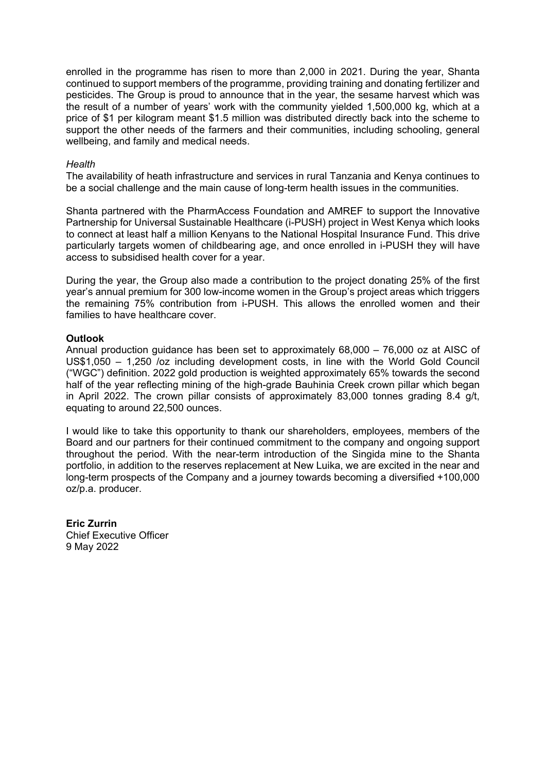enrolled in the programme has risen to more than 2,000 in 2021. During the year, Shanta continued to support members of the programme, providing training and donating fertilizer and pesticides. The Group is proud to announce that in the year, the sesame harvest which was the result of a number of years' work with the community yielded 1,500,000 kg, which at a price of $1 per kilogram meant $1.5 million was distributed directly back into the scheme to support the other needs of the farmers and their communities, including schooling, general wellbeing, and family and medical needs.

*Health*

The availability of heath infrastructure and services in rural Tanzania and Kenya continues to be a social challenge and the main cause of long-term health issues in the communities.

Shanta partnered with the PharmAccess Foundation and AMREF to support the Innovative Partnership for Universal Sustainable Healthcare (i-PUSH) project in West Kenya which looks to connect at least half a million Kenyans to the National Hospital Insurance Fund. This drive particularly targets women of childbearing age, and once enrolled in i-PUSH they will have access to subsidised health cover for a year.

During the year, the Group also made a contribution to the project donating 25% of the first year's annual premium for 300 low-income women in the Group's project areas which triggers the remaining 75% contribution from i-PUSH. This allows the enrolled women and their families to have healthcare cover.

**Outlook**

Annual production guidance has been set to approximately 68,000 – 76,000 oz at AISC of US$1,050 – 1,250 /oz including development costs, in line with the World Gold Council ("WGC") definition. 2022 gold production is weighted approximately 65% towards the second half of the year reflecting mining of the high-grade Bauhinia Creek crown pillar which began in April 2022. The crown pillar consists of approximately 83,000 tonnes grading 8.4 g/t, equating to around 22,500 ounces.

I would like to take this opportunity to thank our shareholders, employees, members of the Board and our partners for their continued commitment to the company and ongoing support throughout the period. With the near-term introduction of the Singida mine to the Shanta portfolio, in addition to the reserves replacement at New Luika, we are excited in the near and long-term prospects of the Company and a journey towards becoming a diversified +100,000 oz/p.a. producer.

**Eric Zurrin**
Chief Executive Officer
9 May 2022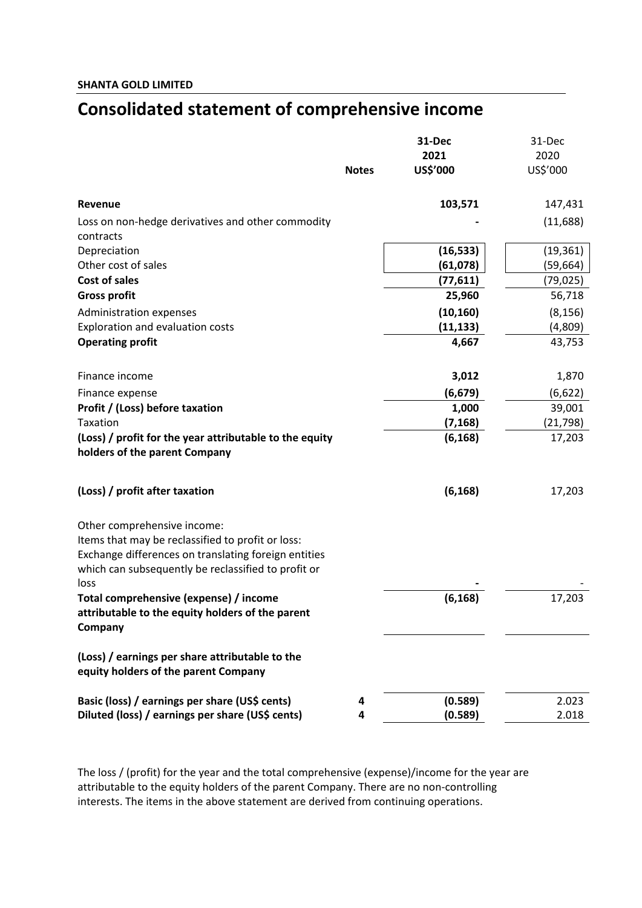**SHANTA GOLD LIMITED**

# Consolidated statement of comprehensive income

| | Notes | **31-Dec 2021 US$'000** | 31-Dec 2020 US$'000 |
|---|---|---|---|
| **Revenue** | | **103,571** | 147,431 |
| Loss on non-hedge derivatives and other commodity contracts | | **-** | (11,688) |
| Depreciation | | **(16,533)** | (19,361) |
| Other cost of sales | | **(61,078)** | (59,664) |
| **Cost of sales** | | **(77,611)** | (79,025) |
| **Gross profit** | | **25,960** | 56,718 |
| Administration expenses | | **(10,160)** | (8,156) |
| Exploration and evaluation costs | | **(11,133)** | (4,809) |
| **Operating profit** | | **4,667** | 43,753 |
| | | | |
| Finance income | | **3,012** | 1,870 |
| Finance expense | | **(6,679)** | (6,622) |
| **Profit / (Loss) before taxation** | | **1,000** | 39,001 |
| Taxation | | **(7,168)** | (21,798) |
| **(Loss) / profit for the year attributable to the equity holders of the parent Company** | | **(6,168)** | 17,203 |
| | | | |
| **(Loss) / profit after taxation** | | **(6,168)** | 17,203 |
| | | | |
| Other comprehensive income: | | | |
| Items that may be reclassified to profit or loss: | | | |
| Exchange differences on translating foreign entities which can subsequently be reclassified to profit or loss | | **-** | - |
| **Total comprehensive (expense) / income attributable to the equity holders of the parent Company** | | **(6,168)** | 17,203 |
| | | | |
| **(Loss) / earnings per share attributable to the equity holders of the parent Company** | | | |
| **Basic (loss) / earnings per share (US$ cents)** | **4** | **(0.589)** | 2.023 |
| **Diluted (loss) / earnings per share (US$ cents)** | **4** | **(0.589)** | 2.018 |

The loss / (profit) for the year and the total comprehensive (expense)/income for the year are attributable to the equity holders of the parent Company. There are no non-controlling interests. The items in the above statement are derived from continuing operations.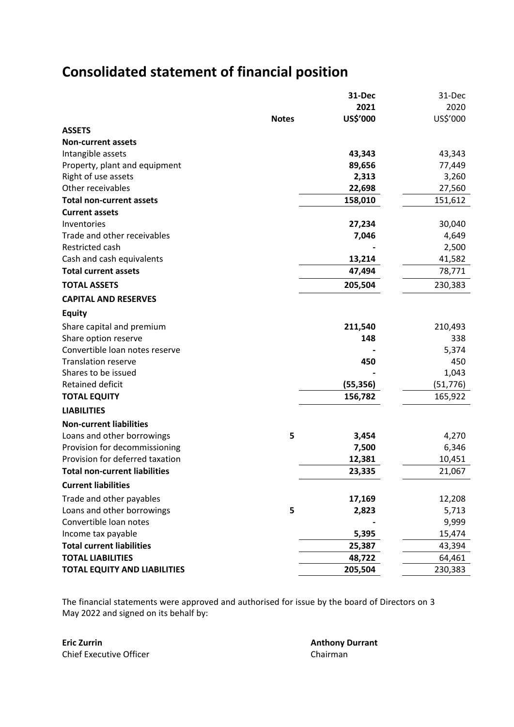# Consolidated statement of financial position

| | Notes | 31-Dec 2021 US$'000 | 31-Dec 2020 US$'000 |
|---|---|---|---|
| **ASSETS** | | | |
| **Non-current assets** | | | |
| Intangible assets | | **43,343** | 43,343 |
| Property, plant and equipment | | **89,656** | 77,449 |
| Right of use assets | | **2,313** | 3,260 |
| Other receivables | | **22,698** | 27,560 |
| **Total non-current assets** | | **158,010** | 151,612 |
| **Current assets** | | | |
| Inventories | | **27,234** | 30,040 |
| Trade and other receivables | | **7,046** | 4,649 |
| Restricted cash | | **-** | 2,500 |
| Cash and cash equivalents | | **13,214** | 41,582 |
| **Total current assets** | | **47,494** | 78,771 |
| **TOTAL ASSETS** | | **205,504** | 230,383 |
| **CAPITAL AND RESERVES** | | | |
| **Equity** | | | |
| Share capital and premium | | **211,540** | 210,493 |
| Share option reserve | | **148** | 338 |
| Convertible loan notes reserve | | **-** | 5,374 |
| Translation reserve | | **450** | 450 |
| Shares to be issued | | **-** | 1,043 |
| Retained deficit | | **(55,356)** | (51,776) |
| **TOTAL EQUITY** | | **156,782** | 165,922 |
| **LIABILITIES** | | | |
| **Non-current liabilities** | | | |
| Loans and other borrowings | 5 | **3,454** | 4,270 |
| Provision for decommissioning | | **7,500** | 6,346 |
| Provision for deferred taxation | | **12,381** | 10,451 |
| **Total non-current liabilities** | | **23,335** | 21,067 |
| **Current liabilities** | | | |
| Trade and other payables | | **17,169** | 12,208 |
| Loans and other borrowings | 5 | **2,823** | 5,713 |
| Convertible loan notes | | **-** | 9,999 |
| Income tax payable | | **5,395** | 15,474 |
| **Total current liabilities** | | **25,387** | 43,394 |
| **TOTAL LIABILITIES** | | **48,722** | 64,461 |
| **TOTAL EQUITY AND LIABILITIES** | | **205,504** | 230,383 |

The financial statements were approved and authorised for issue by the board of Directors on 3 May 2022 and signed on its behalf by:

**Eric Zurrin**
Chief Executive Officer

**Anthony Durrant**
Chairman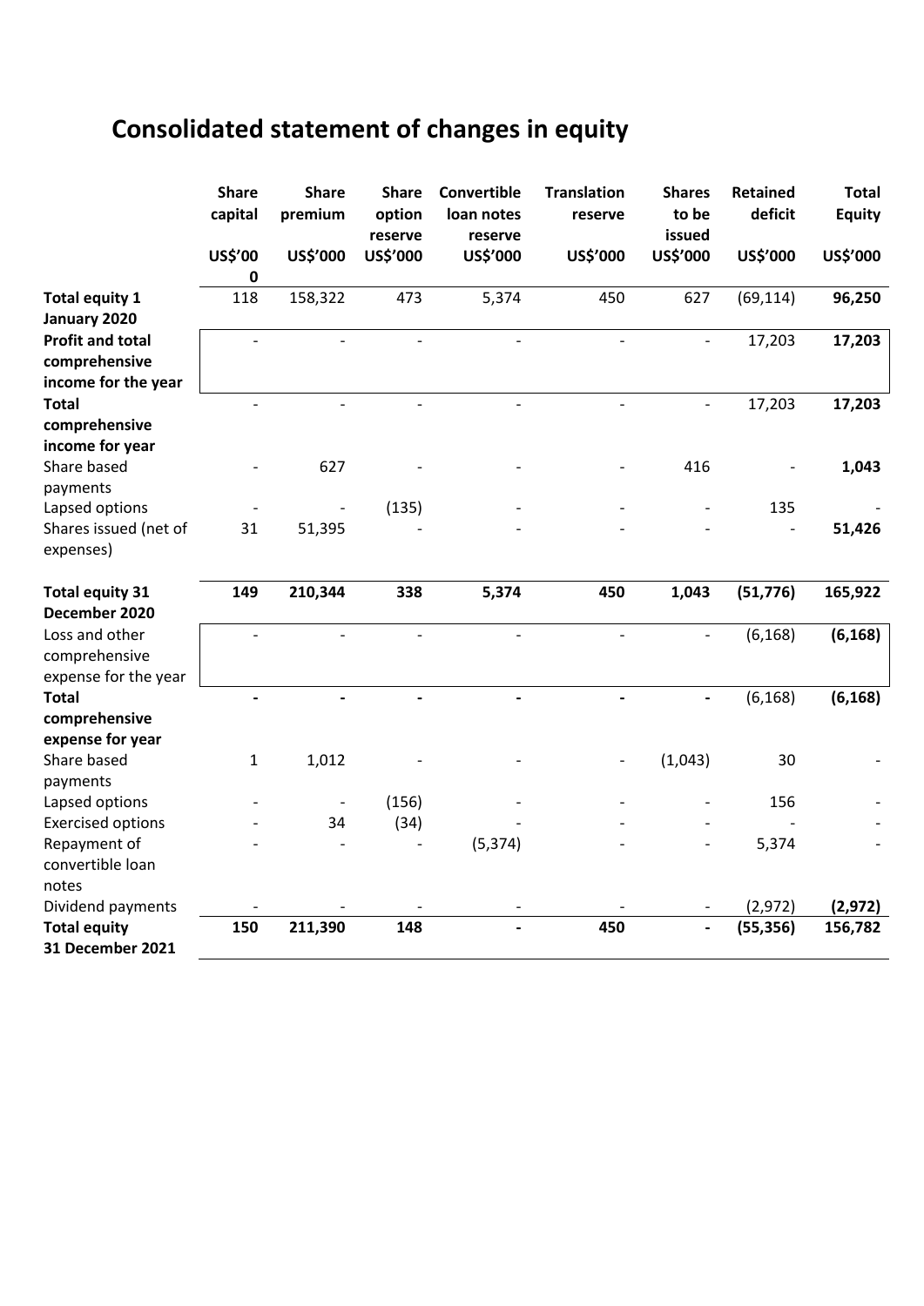# Consolidated statement of changes in equity

| | Share capital | Share premium | Share option reserve | Convertible loan notes reserve | Translation reserve | Shares to be issued | Retained deficit | Total Equity |
|---|---|---|---|---|---|---|---|---|
| | US$'000 | US$'000 | US$'000 | US$'000 | US$'000 | US$'000 | US$'000 | US$'000 |
| **Total equity 1 January 2020** | 118 | 158,322 | 473 | 5,374 | 450 | 627 | (69,114) | **96,250** |
| **Profit and total comprehensive income for the year** | - | - | - | - | - | - | 17,203 | **17,203** |
| **Total comprehensive income for year** | - | - | - | - | - | - | 17,203 | **17,203** |
| Share based payments | - | 627 | - | - | - | 416 | - | **1,043** |
| Lapsed options | - | - | (135) | - | - | - | 135 | - |
| Shares issued (net of expenses) | 31 | 51,395 | - | - | - | - | - | **51,426** |
| **Total equity 31 December 2020** | **149** | **210,344** | **338** | **5,374** | **450** | **1,043** | **(51,776)** | **165,922** |
| Loss and other comprehensive expense for the year | - | - | - | - | - | - | (6,168) | **(6,168)** |
| **Total comprehensive expense for year** | **-** | **-** | **-** | **-** | **-** | **-** | (6,168) | **(6,168)** |
| Share based payments | 1 | 1,012 | - | - | - | (1,043) | 30 | - |
| Lapsed options | - | - | (156) | - | - | - | 156 | - |
| Exercised options | - | 34 | (34) | - | - | - | - | - |
| Repayment of convertible loan notes | - | - | - | (5,374) | - | - | 5,374 | - |
| Dividend payments | - | - | - | - | - | - | (2,972) | **(2,972)** |
| **Total equity 31 December 2021** | **150** | **211,390** | **148** | **-** | **450** | **-** | **(55,356)** | **156,782** |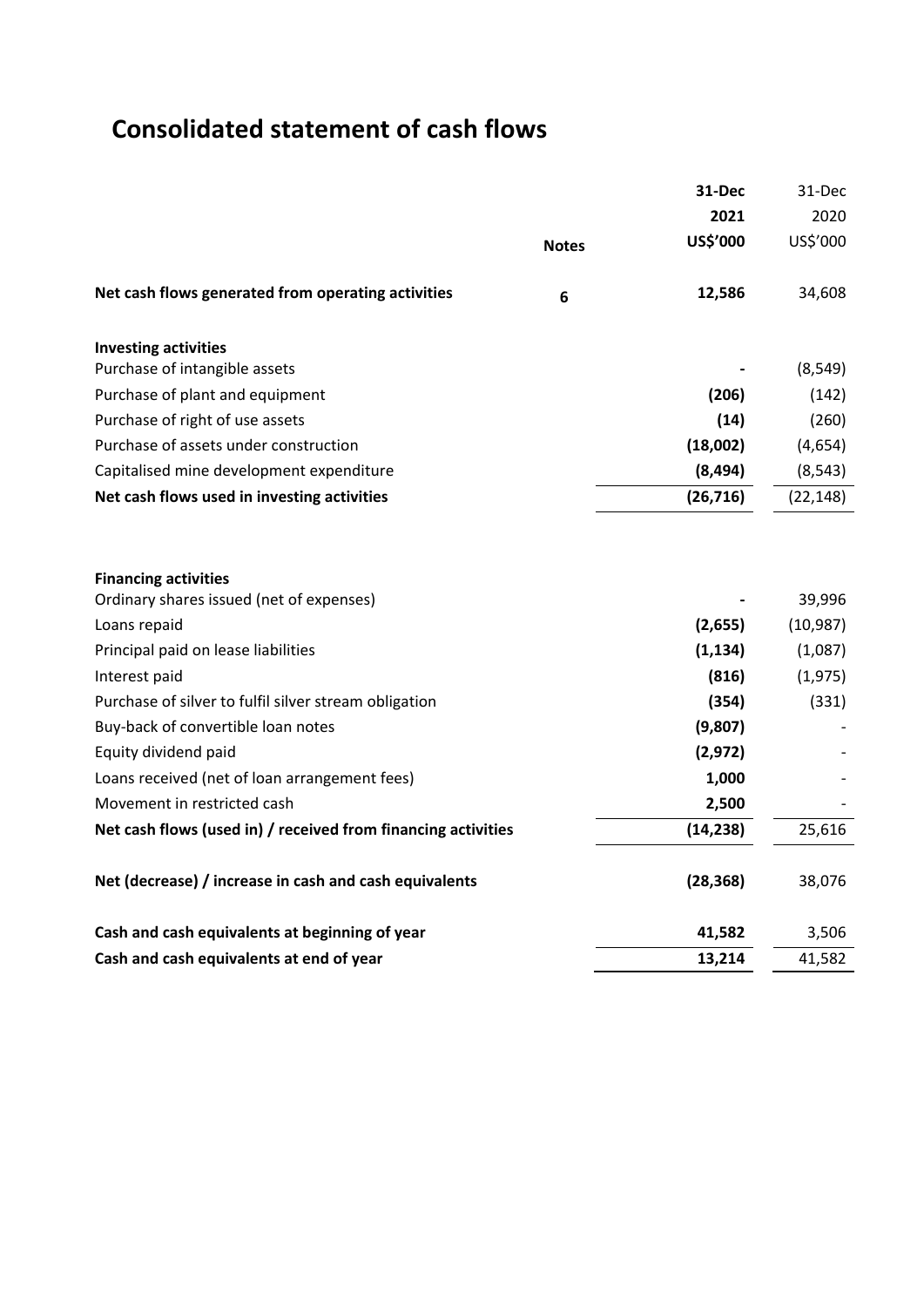# Consolidated statement of cash flows

| | Notes | 31-Dec 2021 US$'000 | 31-Dec 2020 US$'000 |
|---|---|---|---|
| **Net cash flows generated from operating activities** | 6 | **12,586** | 34,608 |
| | | | |
| **Investing activities** | | | |
| Purchase of intangible assets | | **-** | (8,549) |
| Purchase of plant and equipment | | **(206)** | (142) |
| Purchase of right of use assets | | **(14)** | (260) |
| Purchase of assets under construction | | **(18,002)** | (4,654) |
| Capitalised mine development expenditure | | **(8,494)** | (8,543) |
| **Net cash flows used in investing activities** | | **(26,716)** | (22,148) |
| | | | |
| **Financing activities** | | | |
| Ordinary shares issued (net of expenses) | | **-** | 39,996 |
| Loans repaid | | **(2,655)** | (10,987) |
| Principal paid on lease liabilities | | **(1,134)** | (1,087) |
| Interest paid | | **(816)** | (1,975) |
| Purchase of silver to fulfil silver stream obligation | | **(354)** | (331) |
| Buy-back of convertible loan notes | | **(9,807)** | - |
| Equity dividend paid | | **(2,972)** | - |
| Loans received (net of loan arrangement fees) | | **1,000** | - |
| Movement in restricted cash | | **2,500** | - |
| **Net cash flows (used in) / received from financing activities** | | **(14,238)** | 25,616 |
| | | | |
| **Net (decrease) / increase in cash and cash equivalents** | | **(28,368)** | 38,076 |
| | | | |
| **Cash and cash equivalents at beginning of year** | | **41,582** | 3,506 |
| **Cash and cash equivalents at end of year** | | **13,214** | 41,582 |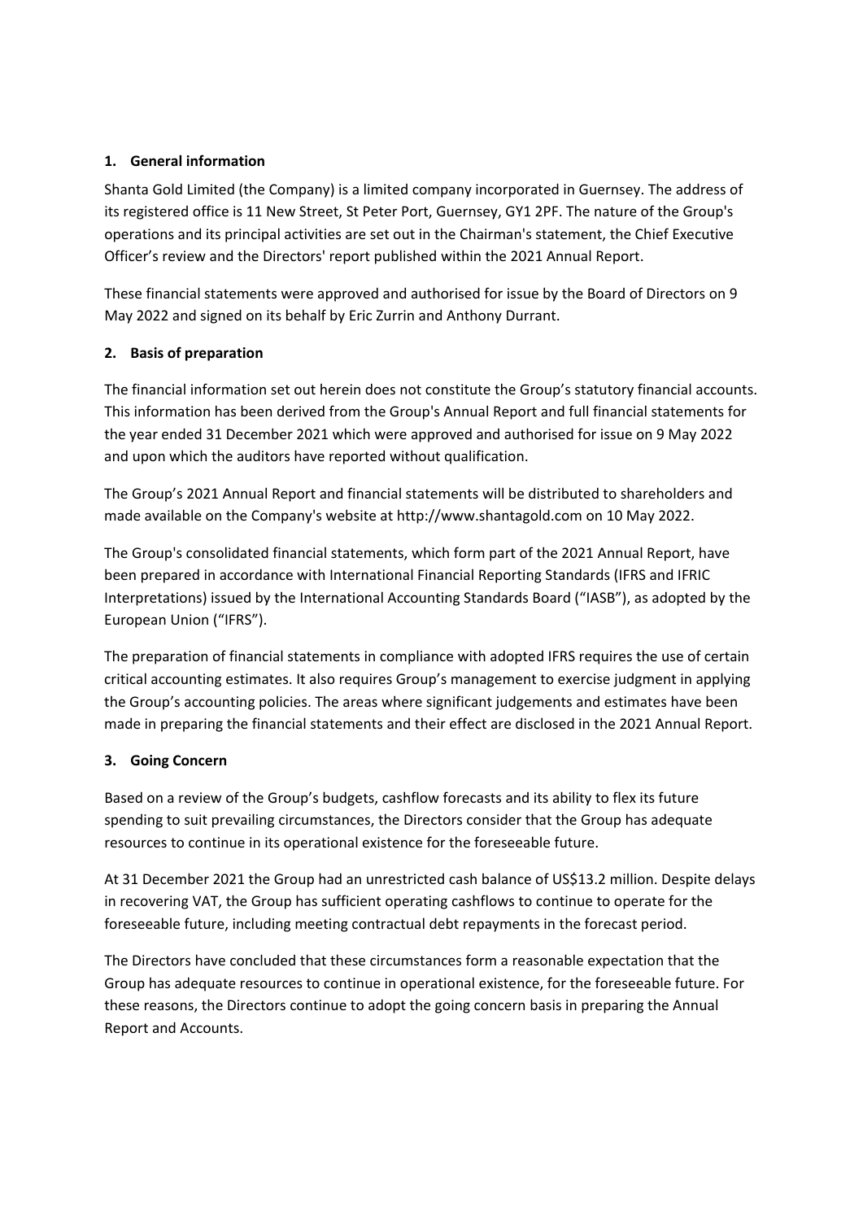## 1. General information

Shanta Gold Limited (the Company) is a limited company incorporated in Guernsey. The address of its registered office is 11 New Street, St Peter Port, Guernsey, GY1 2PF. The nature of the Group's operations and its principal activities are set out in the Chairman's statement, the Chief Executive Officer's review and the Directors' report published within the 2021 Annual Report.

These financial statements were approved and authorised for issue by the Board of Directors on 9 May 2022 and signed on its behalf by Eric Zurrin and Anthony Durrant.

## 2. Basis of preparation

The financial information set out herein does not constitute the Group's statutory financial accounts. This information has been derived from the Group's Annual Report and full financial statements for the year ended 31 December 2021 which were approved and authorised for issue on 9 May 2022 and upon which the auditors have reported without qualification.

The Group's 2021 Annual Report and financial statements will be distributed to shareholders and made available on the Company's website at http://www.shantagold.com on 10 May 2022.

The Group's consolidated financial statements, which form part of the 2021 Annual Report, have been prepared in accordance with International Financial Reporting Standards (IFRS and IFRIC Interpretations) issued by the International Accounting Standards Board ("IASB"), as adopted by the European Union ("IFRS").

The preparation of financial statements in compliance with adopted IFRS requires the use of certain critical accounting estimates. It also requires Group's management to exercise judgment in applying the Group's accounting policies. The areas where significant judgements and estimates have been made in preparing the financial statements and their effect are disclosed in the 2021 Annual Report.

## 3. Going Concern

Based on a review of the Group's budgets, cashflow forecasts and its ability to flex its future spending to suit prevailing circumstances, the Directors consider that the Group has adequate resources to continue in its operational existence for the foreseeable future.

At 31 December 2021 the Group had an unrestricted cash balance of US$13.2 million. Despite delays in recovering VAT, the Group has sufficient operating cashflows to continue to operate for the foreseeable future, including meeting contractual debt repayments in the forecast period.

The Directors have concluded that these circumstances form a reasonable expectation that the Group has adequate resources to continue in operational existence, for the foreseeable future. For these reasons, the Directors continue to adopt the going concern basis in preparing the Annual Report and Accounts.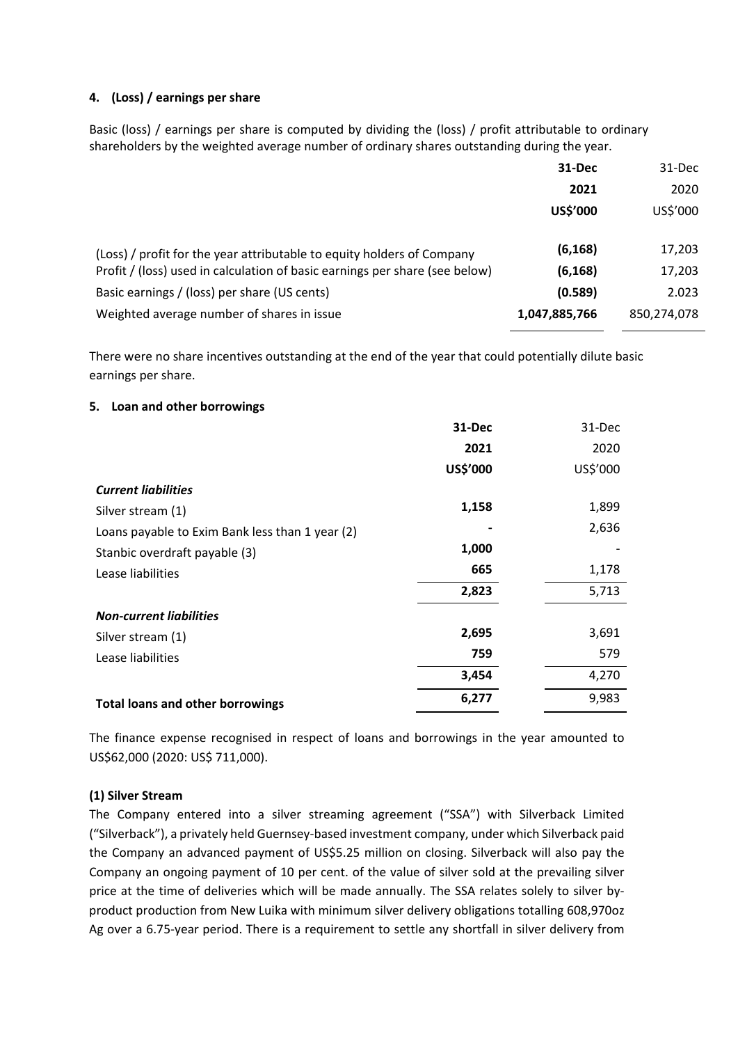## 4. (Loss) / earnings per share

Basic (loss) / earnings per share is computed by dividing the (loss) / profit attributable to ordinary shareholders by the weighted average number of ordinary shares outstanding during the year.

| | **31-Dec 2021 US$'000** | 31-Dec 2020 US$'000 |
|---|---|---|
| (Loss) / profit for the year attributable to equity holders of Company | **(6,168)** | 17,203 |
| Profit / (loss) used in calculation of basic earnings per share (see below) | **(6,168)** | 17,203 |
| Basic earnings / (loss) per share (US cents) | **(0.589)** | 2.023 |
| Weighted average number of shares in issue | **1,047,885,766** | 850,274,078 |

There were no share incentives outstanding at the end of the year that could potentially dilute basic earnings per share.

## 5. Loan and other borrowings

| | **31-Dec 2021 US$'000** | 31-Dec 2020 US$'000 |
|---|---|---|
| ***Current liabilities*** | | |
| Silver stream (1) | **1,158** | 1,899 |
| Loans payable to Exim Bank less than 1 year (2) | **-** | 2,636 |
| Stanbic overdraft payable (3) | **1,000** | - |
| Lease liabilities | **665** | 1,178 |
| | **2,823** | 5,713 |
| ***Non-current liabilities*** | | |
| Silver stream (1) | **2,695** | 3,691 |
| Lease liabilities | **759** | 579 |
| | **3,454** | 4,270 |
| **Total loans and other borrowings** | **6,277** | 9,983 |

The finance expense recognised in respect of loans and borrowings in the year amounted to US$62,000 (2020: US$ 711,000).

### (1) Silver Stream

The Company entered into a silver streaming agreement ("SSA") with Silverback Limited ("Silverback"), a privately held Guernsey-based investment company, under which Silverback paid the Company an advanced payment of US$5.25 million on closing. Silverback will also pay the Company an ongoing payment of 10 per cent. of the value of silver sold at the prevailing silver price at the time of deliveries which will be made annually. The SSA relates solely to silver by-product production from New Luika with minimum silver delivery obligations totalling 608,970oz Ag over a 6.75-year period. There is a requirement to settle any shortfall in silver delivery from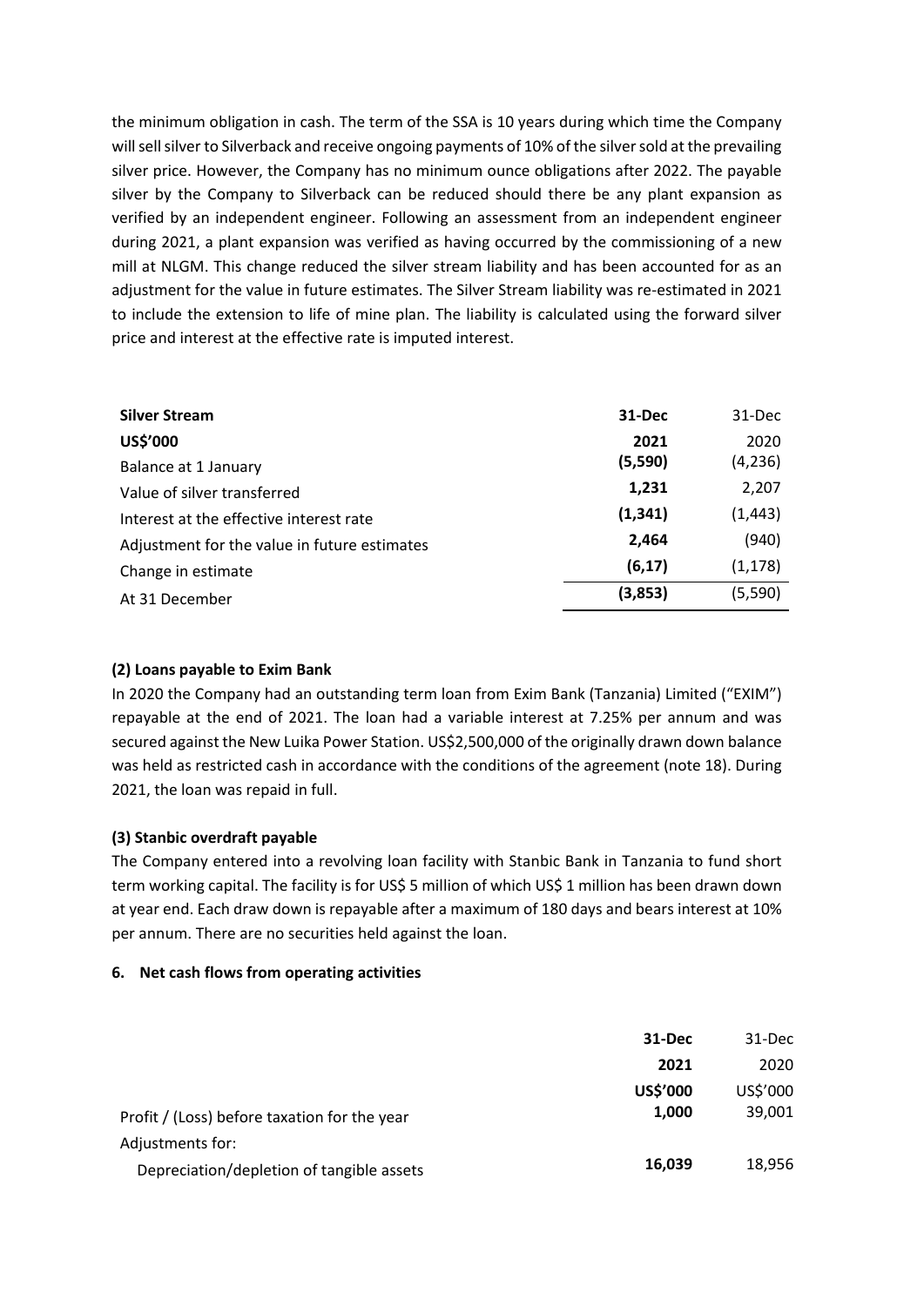the minimum obligation in cash. The term of the SSA is 10 years during which time the Company will sell silver to Silverback and receive ongoing payments of 10% of the silver sold at the prevailing silver price. However, the Company has no minimum ounce obligations after 2022. The payable silver by the Company to Silverback can be reduced should there be any plant expansion as verified by an independent engineer. Following an assessment from an independent engineer during 2021, a plant expansion was verified as having occurred by the commissioning of a new mill at NLGM. This change reduced the silver stream liability and has been accounted for as an adjustment for the value in future estimates. The Silver Stream liability was re-estimated in 2021 to include the extension to life of mine plan. The liability is calculated using the forward silver price and interest at the effective rate is imputed interest.

| **Silver Stream** | **31-Dec** | 31-Dec |
|---|---|---|
| **US$'000** | **2021** | 2020 |
| Balance at 1 January | **(5,590)** | (4,236) |
| Value of silver transferred | **1,231** | 2,207 |
| Interest at the effective interest rate | **(1,341)** | (1,443) |
| Adjustment for the value in future estimates | **2,464** | (940) |
| Change in estimate | **(6,17)** | (1,178) |
| At 31 December | **(3,853)** | (5,590) |

**(2) Loans payable to Exim Bank**

In 2020 the Company had an outstanding term loan from Exim Bank (Tanzania) Limited ("EXIM") repayable at the end of 2021. The loan had a variable interest at 7.25% per annum and was secured against the New Luika Power Station. US$2,500,000 of the originally drawn down balance was held as restricted cash in accordance with the conditions of the agreement (note 18). During 2021, the loan was repaid in full.

**(3) Stanbic overdraft payable**

The Company entered into a revolving loan facility with Stanbic Bank in Tanzania to fund short term working capital. The facility is for US$ 5 million of which US$ 1 million has been drawn down at year end. Each draw down is repayable after a maximum of 180 days and bears interest at 10% per annum. There are no securities held against the loan.

**6. Net cash flows from operating activities**

| | **31-Dec** | 31-Dec |
|---|---|---|
| | **2021** | 2020 |
| | **US$'000** | US$'000 |
| Profit / (Loss) before taxation for the year | **1,000** | 39,001 |
| Adjustments for: | | |
| Depreciation/depletion of tangible assets | **16,039** | 18,956 |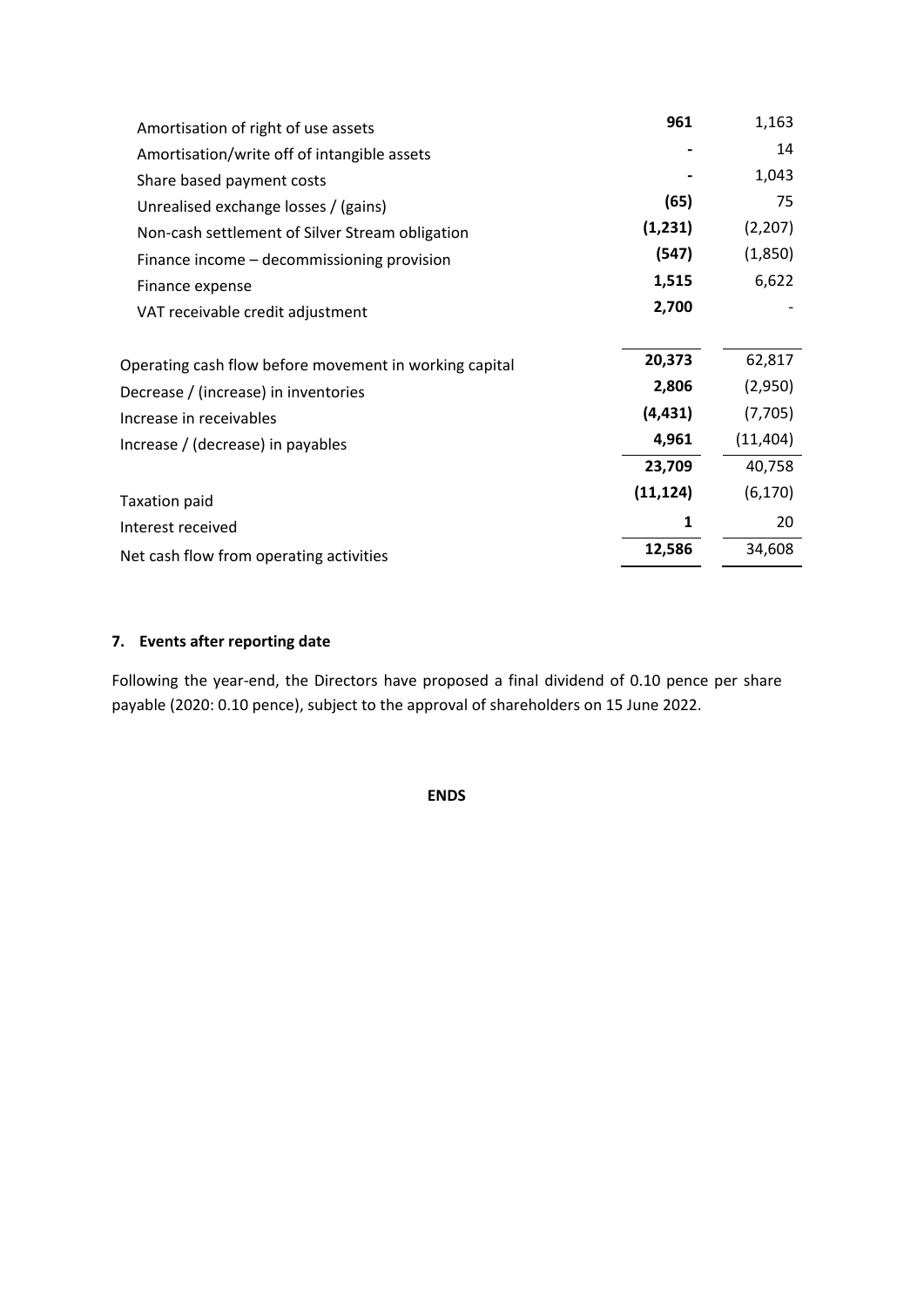| | | |
|---|---|---|
| Amortisation of right of use assets | **961** | 1,163 |
| Amortisation/write off of intangible assets | **-** | 14 |
| Share based payment costs | **-** | 1,043 |
| Unrealised exchange losses / (gains) | **(65)** | 75 |
| Non-cash settlement of Silver Stream obligation | **(1,231)** | (2,207) |
| Finance income – decommissioning provision | **(547)** | (1,850) |
| Finance expense | **1,515** | 6,622 |
| VAT receivable credit adjustment | **2,700** | - |
| Operating cash flow before movement in working capital | **20,373** | 62,817 |
| Decrease / (increase) in inventories | **2,806** | (2,950) |
| Increase in receivables | **(4,431)** | (7,705) |
| Increase / (decrease) in payables | **4,961** | (11,404) |
| | **23,709** | 40,758 |
| Taxation paid | **(11,124)** | (6,170) |
| Interest received | **1** | 20 |
| Net cash flow from operating activities | **12,586** | 34,608 |

## 7. Events after reporting date

Following the year-end, the Directors have proposed a final dividend of 0.10 pence per share payable (2020: 0.10 pence), subject to the approval of shareholders on 15 June 2022.

**ENDS**